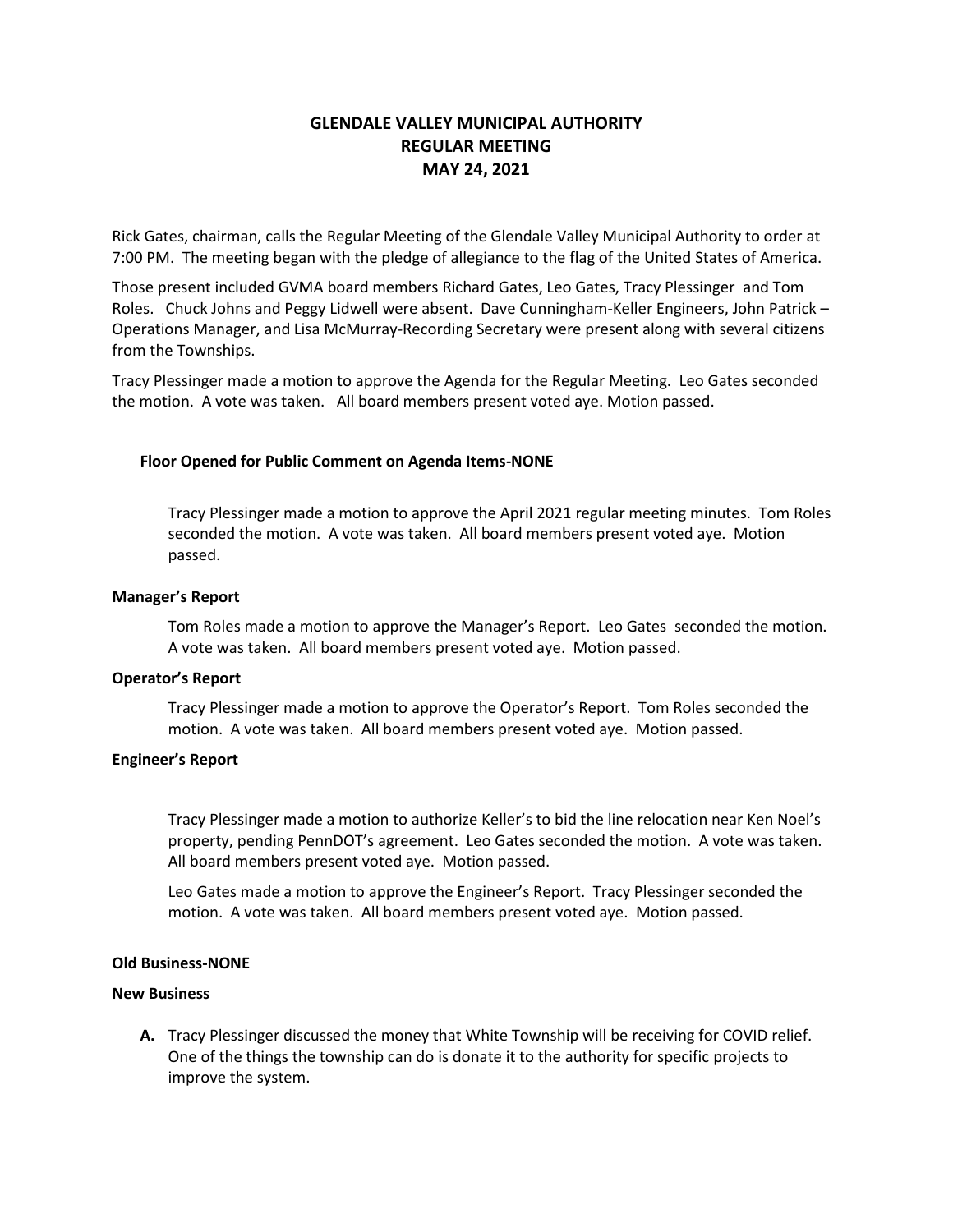# GLENDALE VALLEY MUNICIPAL AUTHORITY
## REGULAR MEETING
## MAY 24, 2021

Rick Gates, chairman, calls the Regular Meeting of the Glendale Valley Municipal Authority to order at 7:00 PM. The meeting began with the pledge of allegiance to the flag of the United States of America.

Those present included GVMA board members Richard Gates, Leo Gates, Tracy Plessinger and Tom Roles. Chuck Johns and Peggy Lidwell were absent. Dave Cunningham-Keller Engineers, John Patrick – Operations Manager, and Lisa McMurray-Recording Secretary were present along with several citizens from the Townships.

Tracy Plessinger made a motion to approve the Agenda for the Regular Meeting. Leo Gates seconded the motion. A vote was taken. All board members present voted aye. Motion passed.

**Floor Opened for Public Comment on Agenda Items-NONE**

Tracy Plessinger made a motion to approve the April 2021 regular meeting minutes. Tom Roles seconded the motion. A vote was taken. All board members present voted aye. Motion passed.

**Manager's Report**

Tom Roles made a motion to approve the Manager's Report. Leo Gates seconded the motion. A vote was taken. All board members present voted aye. Motion passed.

**Operator's Report**

Tracy Plessinger made a motion to approve the Operator's Report. Tom Roles seconded the motion. A vote was taken. All board members present voted aye. Motion passed.

**Engineer's Report**

Tracy Plessinger made a motion to authorize Keller's to bid the line relocation near Ken Noel's property, pending PennDOT's agreement. Leo Gates seconded the motion. A vote was taken. All board members present voted aye. Motion passed.

Leo Gates made a motion to approve the Engineer's Report. Tracy Plessinger seconded the motion. A vote was taken. All board members present voted aye. Motion passed.

**Old Business-NONE**

**New Business**

**A.** Tracy Plessinger discussed the money that White Township will be receiving for COVID relief. One of the things the township can do is donate it to the authority for specific projects to improve the system.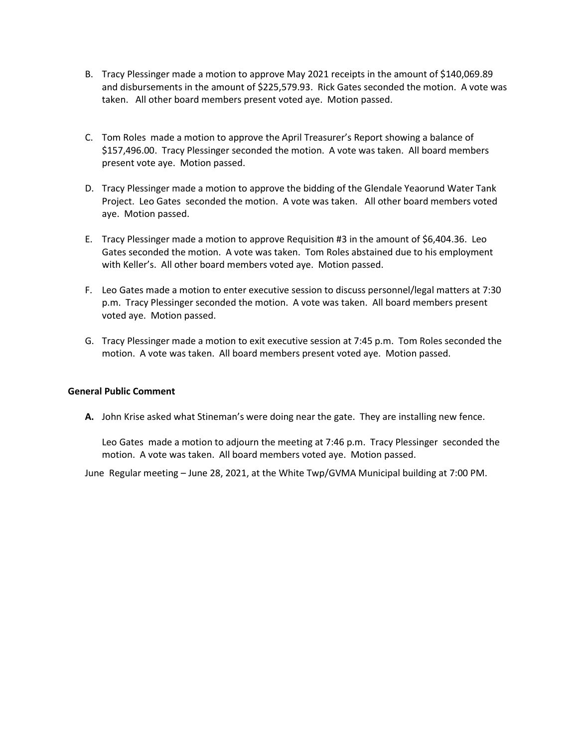B. Tracy Plessinger made a motion to approve May 2021 receipts in the amount of $140,069.89 and disbursements in the amount of $225,579.93. Rick Gates seconded the motion. A vote was taken. All other board members present voted aye. Motion passed.

C. Tom Roles made a motion to approve the April Treasurer's Report showing a balance of $157,496.00. Tracy Plessinger seconded the motion. A vote was taken. All board members present vote aye. Motion passed.

D. Tracy Plessinger made a motion to approve the bidding of the Glendale Yeaorund Water Tank Project. Leo Gates seconded the motion. A vote was taken. All other board members voted aye. Motion passed.

E. Tracy Plessinger made a motion to approve Requisition #3 in the amount of $6,404.36. Leo Gates seconded the motion. A vote was taken. Tom Roles abstained due to his employment with Keller's. All other board members voted aye. Motion passed.

F. Leo Gates made a motion to enter executive session to discuss personnel/legal matters at 7:30 p.m. Tracy Plessinger seconded the motion. A vote was taken. All board members present voted aye. Motion passed.

G. Tracy Plessinger made a motion to exit executive session at 7:45 p.m. Tom Roles seconded the motion. A vote was taken. All board members present voted aye. Motion passed.

**General Public Comment**

**A.** John Krise asked what Stineman's were doing near the gate. They are installing new fence.

Leo Gates made a motion to adjourn the meeting at 7:46 p.m. Tracy Plessinger seconded the motion. A vote was taken. All board members voted aye. Motion passed.

June Regular meeting – June 28, 2021, at the White Twp/GVMA Municipal building at 7:00 PM.